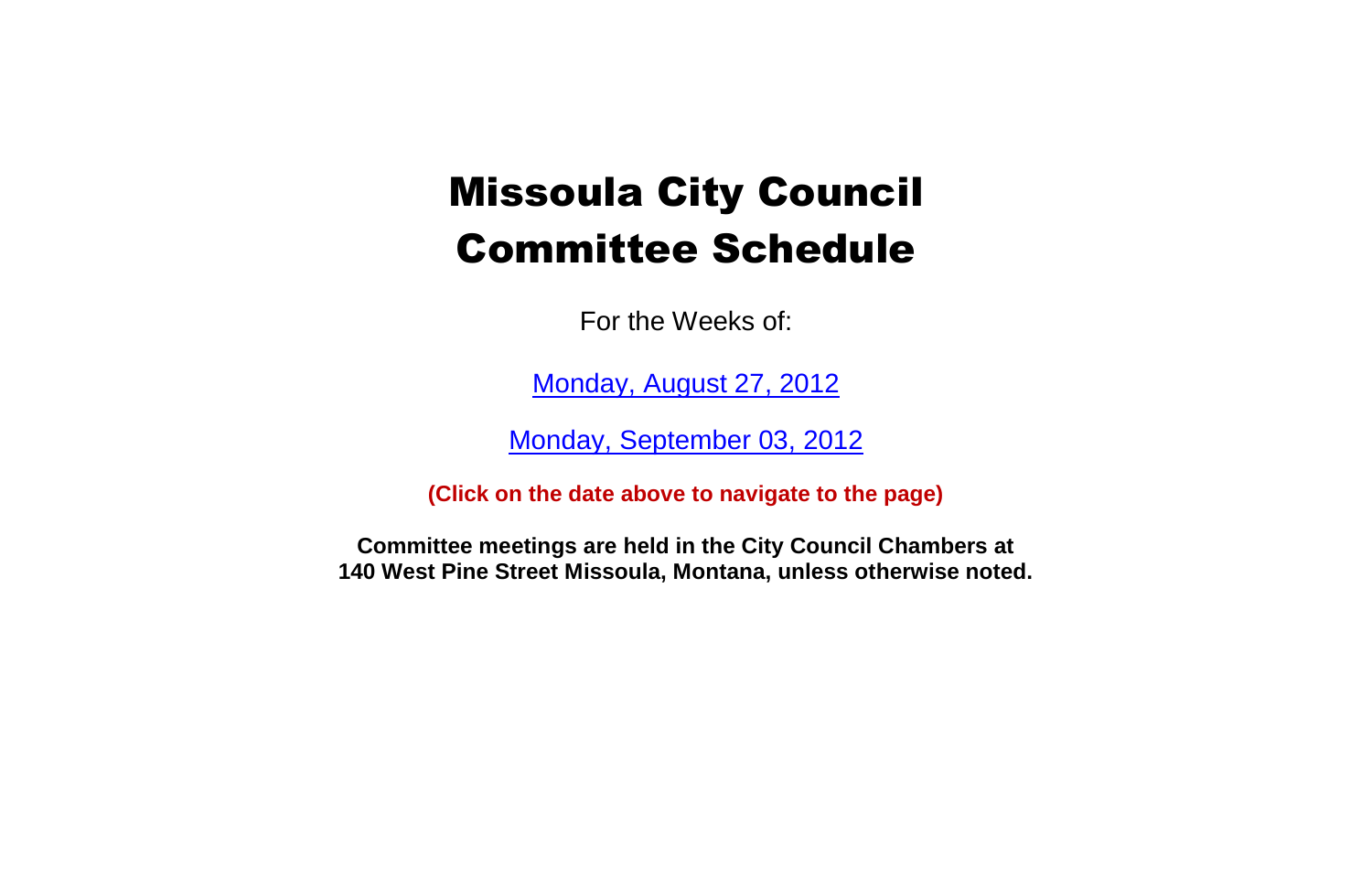# Missoula City Council Committee Schedule

For the Weeks of:

Monday, August 27, 2012

Monday, September 03, 2012

**(Click on the date above to navigate to the page)**

**Committee meetings are held in the City Council Chambers at 140 West Pine Street Missoula, Montana, unless otherwise noted.**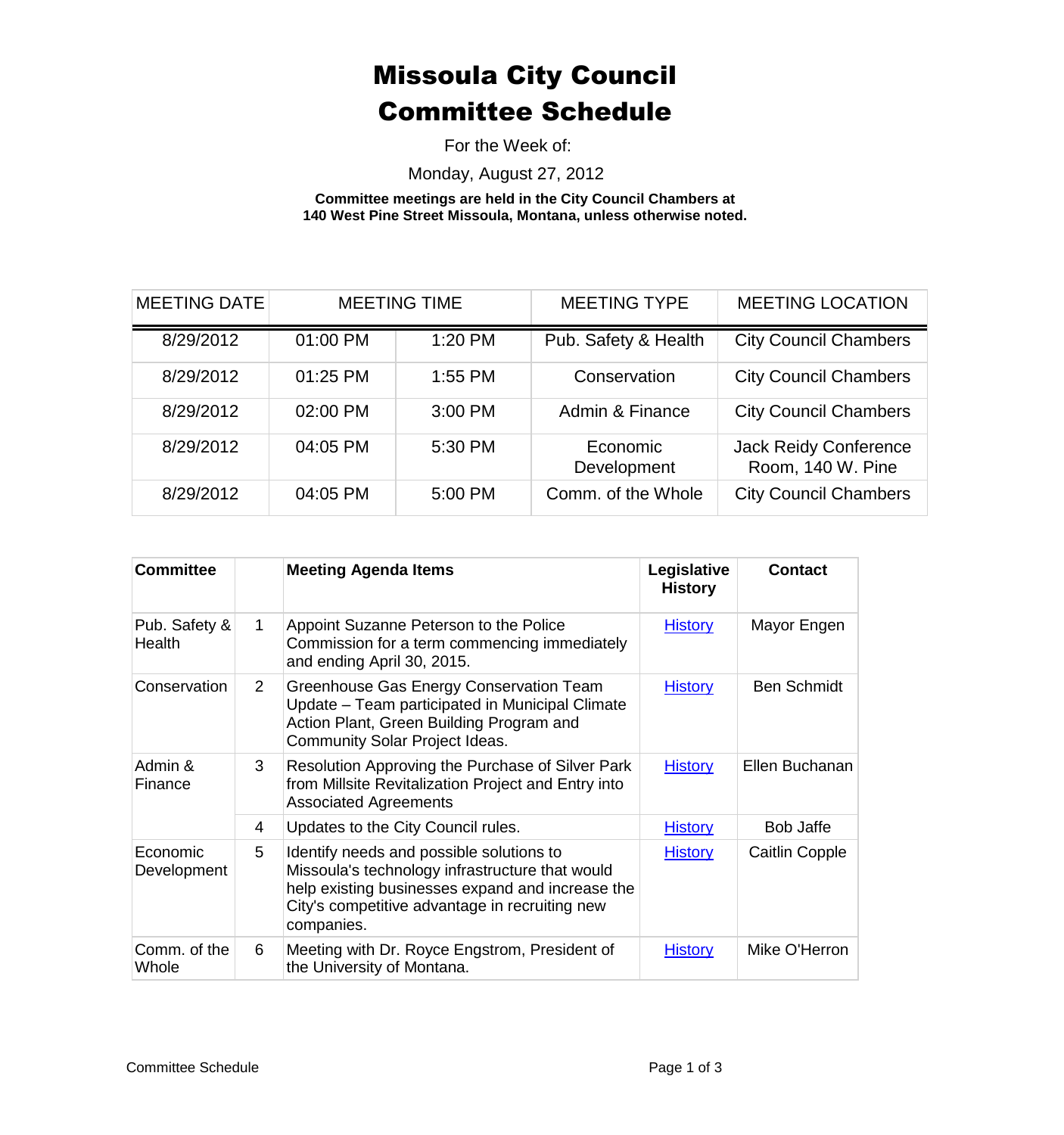# Missoula City Council Committee Schedule

For the Week of:

Monday, August 27, 2012

**Committee meetings are held in the City Council Chambers at 140 West Pine Street Missoula, Montana, unless otherwise noted.**

| MEETING DATE | MEETING TIME | | MEETING TYPE | MEETING LOCATION |
|---|---|---|---|---|
| 8/29/2012 | 01:00 PM | 1:20 PM | Pub. Safety & Health | City Council Chambers |
| 8/29/2012 | 01:25 PM | 1:55 PM | Conservation | City Council Chambers |
| 8/29/2012 | 02:00 PM | 3:00 PM | Admin & Finance | City Council Chambers |
| 8/29/2012 | 04:05 PM | 5:30 PM | Economic Development | Jack Reidy Conference Room, 140 W. Pine |
| 8/29/2012 | 04:05 PM | 5:00 PM | Comm. of the Whole | City Council Chambers |

| Committee | | Meeting Agenda Items | Legislative History | Contact |
|---|---|---|---|---|
| Pub. Safety & Health | 1 | Appoint Suzanne Peterson to the Police Commission for a term commencing immediately and ending April 30, 2015. | History | Mayor Engen |
| Conservation | 2 | Greenhouse Gas Energy Conservation Team Update – Team participated in Municipal Climate Action Plant, Green Building Program and Community Solar Project Ideas. | History | Ben Schmidt |
| Admin & Finance | 3 | Resolution Approving the Purchase of Silver Park from Millsite Revitalization Project and Entry into Associated Agreements | History | Ellen Buchanan |
| | 4 | Updates to the City Council rules. | History | Bob Jaffe |
| Economic Development | 5 | Identify needs and possible solutions to Missoula's technology infrastructure that would help existing businesses expand and increase the City's competitive advantage in recruiting new companies. | History | Caitlin Copple |
| Comm. of the Whole | 6 | Meeting with Dr. Royce Engstrom, President of the University of Montana. | History | Mike O'Herron |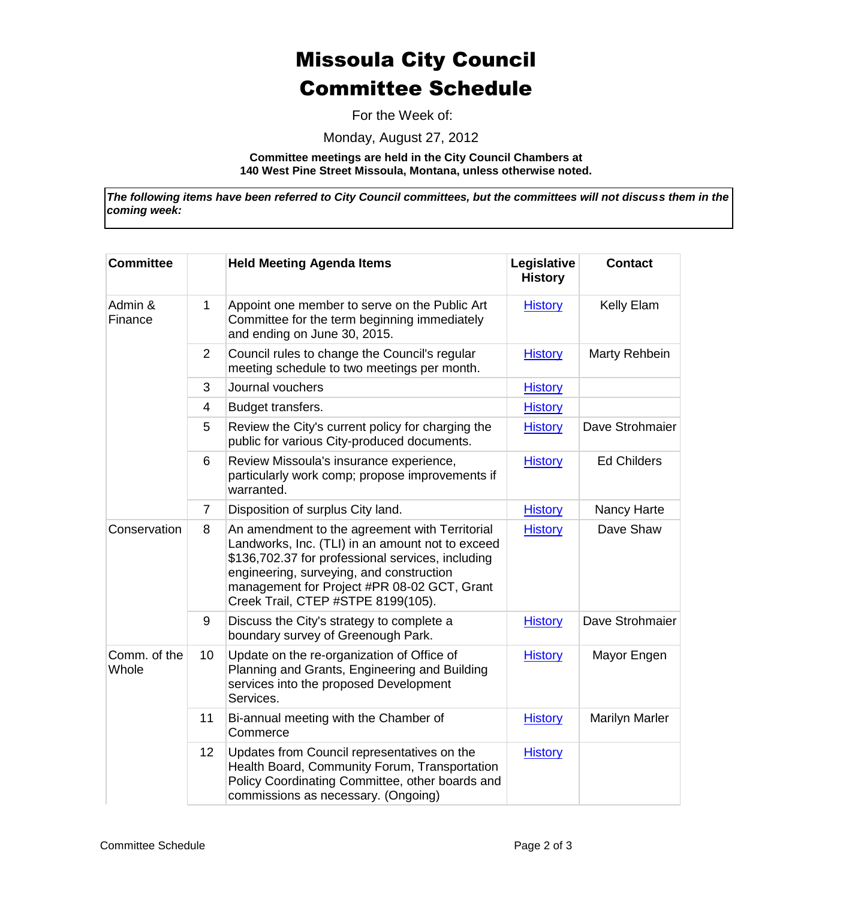# Missoula City Council Committee Schedule

For the Week of:

Monday, August 27, 2012

**Committee meetings are held in the City Council Chambers at 140 West Pine Street Missoula, Montana, unless otherwise noted.**

***The following items have been referred to City Council committees, but the committees will not discuss them in the coming week:***

| Committee | | Held Meeting Agenda Items | Legislative History | Contact |
|---|---|---|---|---|
| Admin & Finance | 1 | Appoint one member to serve on the Public Art Committee for the term beginning immediately and ending on June 30, 2015. | History | Kelly Elam |
| | 2 | Council rules to change the Council's regular meeting schedule to two meetings per month. | History | Marty Rehbein |
| | 3 | Journal vouchers | History | |
| | 4 | Budget transfers. | History | |
| | 5 | Review the City's current policy for charging the public for various City-produced documents. | History | Dave Strohmaier |
| | 6 | Review Missoula's insurance experience, particularly work comp; propose improvements if warranted. | History | Ed Childers |
| | 7 | Disposition of surplus City land. | History | Nancy Harte |
| Conservation | 8 | An amendment to the agreement with Territorial Landworks, Inc. (TLI) in an amount not to exceed $136,702.37 for professional services, including engineering, surveying, and construction management for Project #PR 08-02 GCT, Grant Creek Trail, CTEP #STPE 8199(105). | History | Dave Shaw |
| | 9 | Discuss the City's strategy to complete a boundary survey of Greenough Park. | History | Dave Strohmaier |
| Comm. of the Whole | 10 | Update on the re-organization of Office of Planning and Grants, Engineering and Building services into the proposed Development Services. | History | Mayor Engen |
| | 11 | Bi-annual meeting with the Chamber of Commerce | History | Marilyn Marler |
| | 12 | Updates from Council representatives on the Health Board, Community Forum, Transportation Policy Coordinating Committee, other boards and commissions as necessary. (Ongoing) | History | |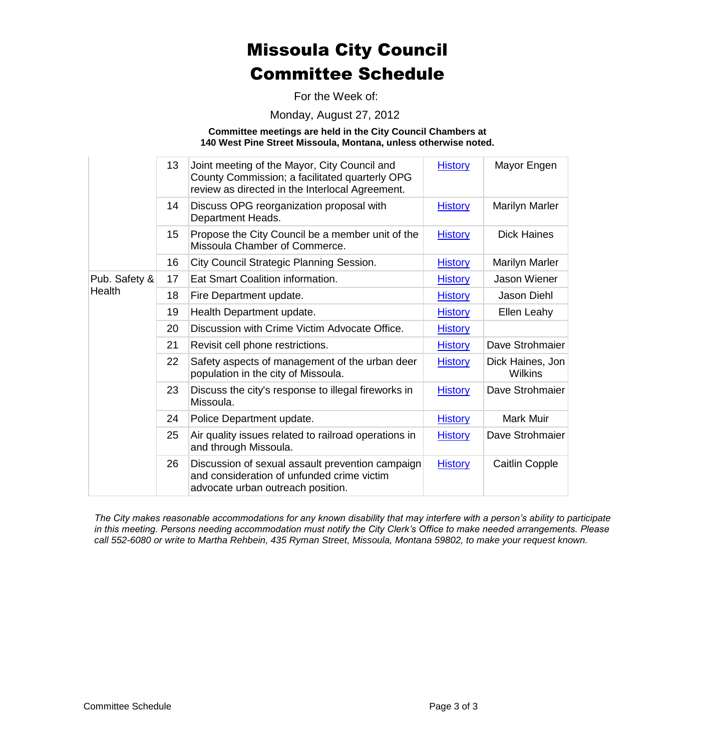# Missoula City Council
# Committee Schedule

For the Week of:

Monday, August 27, 2012

**Committee meetings are held in the City Council Chambers at 140 West Pine Street Missoula, Montana, unless otherwise noted.**

| | | | | |
|---|---|---|---|---|
| | 13 | Joint meeting of the Mayor, City Council and County Commission; a facilitated quarterly OPG review as directed in the Interlocal Agreement. | History | Mayor Engen |
| | 14 | Discuss OPG reorganization proposal with Department Heads. | History | Marilyn Marler |
| | 15 | Propose the City Council be a member unit of the Missoula Chamber of Commerce. | History | Dick Haines |
| | 16 | City Council Strategic Planning Session. | History | Marilyn Marler |
| Pub. Safety & Health | 17 | Eat Smart Coalition information. | History | Jason Wiener |
| | 18 | Fire Department update. | History | Jason Diehl |
| | 19 | Health Department update. | History | Ellen Leahy |
| | 20 | Discussion with Crime Victim Advocate Office. | History | |
| | 21 | Revisit cell phone restrictions. | History | Dave Strohmaier |
| | 22 | Safety aspects of management of the urban deer population in the city of Missoula. | History | Dick Haines, Jon Wilkins |
| | 23 | Discuss the city's response to illegal fireworks in Missoula. | History | Dave Strohmaier |
| | 24 | Police Department update. | History | Mark Muir |
| | 25 | Air quality issues related to railroad operations in and through Missoula. | History | Dave Strohmaier |
| | 26 | Discussion of sexual assault prevention campaign and consideration of unfunded crime victim advocate urban outreach position. | History | Caitlin Copple |

*The City makes reasonable accommodations for any known disability that may interfere with a person's ability to participate in this meeting. Persons needing accommodation must notify the City Clerk's Office to make needed arrangements. Please call 552-6080 or write to Martha Rehbein, 435 Ryman Street, Missoula, Montana 59802, to make your request known.*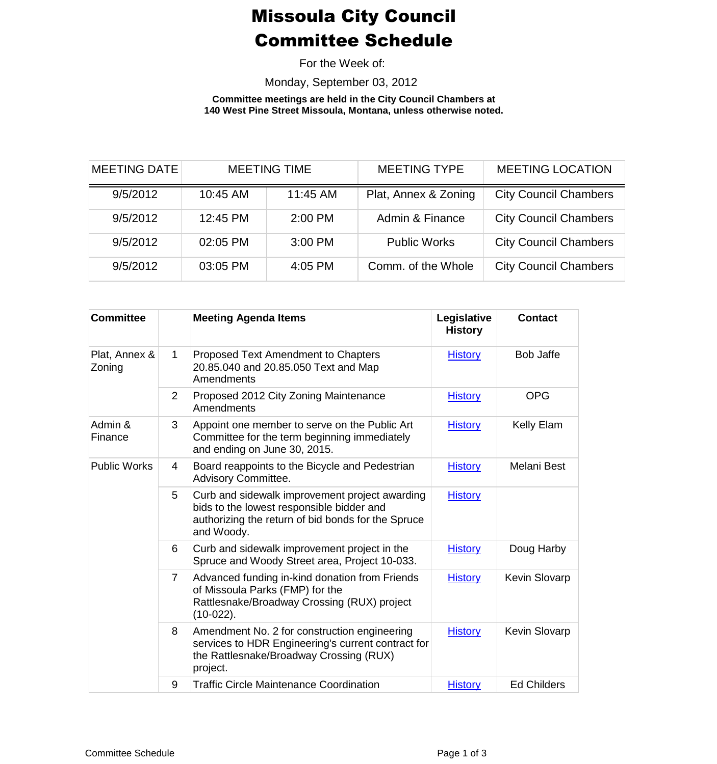# Missoula City Council Committee Schedule

For the Week of:

Monday, September 03, 2012

**Committee meetings are held in the City Council Chambers at 140 West Pine Street Missoula, Montana, unless otherwise noted.**

| MEETING DATE | MEETING TIME | | MEETING TYPE | MEETING LOCATION |
|---|---|---|---|---|
| 9/5/2012 | 10:45 AM | 11:45 AM | Plat, Annex & Zoning | City Council Chambers |
| 9/5/2012 | 12:45 PM | 2:00 PM | Admin & Finance | City Council Chambers |
| 9/5/2012 | 02:05 PM | 3:00 PM | Public Works | City Council Chambers |
| 9/5/2012 | 03:05 PM | 4:05 PM | Comm. of the Whole | City Council Chambers |

| Committee | | Meeting Agenda Items | Legislative History | Contact |
|---|---|---|---|---|
| Plat, Annex & Zoning | 1 | Proposed Text Amendment to Chapters 20.85.040 and 20.85.050 Text and Map Amendments | History | Bob Jaffe |
| | 2 | Proposed 2012 City Zoning Maintenance Amendments | History | OPG |
| Admin & Finance | 3 | Appoint one member to serve on the Public Art Committee for the term beginning immediately and ending on June 30, 2015. | History | Kelly Elam |
| Public Works | 4 | Board reappoints to the Bicycle and Pedestrian Advisory Committee. | History | Melani Best |
| | 5 | Curb and sidewalk improvement project awarding bids to the lowest responsible bidder and authorizing the return of bid bonds for the Spruce and Woody. | History | |
| | 6 | Curb and sidewalk improvement project in the Spruce and Woody Street area, Project 10-033. | History | Doug Harby |
| | 7 | Advanced funding in-kind donation from Friends of Missoula Parks (FMP) for the Rattlesnake/Broadway Crossing (RUX) project (10-022). | History | Kevin Slovarp |
| | 8 | Amendment No. 2 for construction engineering services to HDR Engineering's current contract for the Rattlesnake/Broadway Crossing (RUX) project. | History | Kevin Slovarp |
| | 9 | Traffic Circle Maintenance Coordination | History | Ed Childers |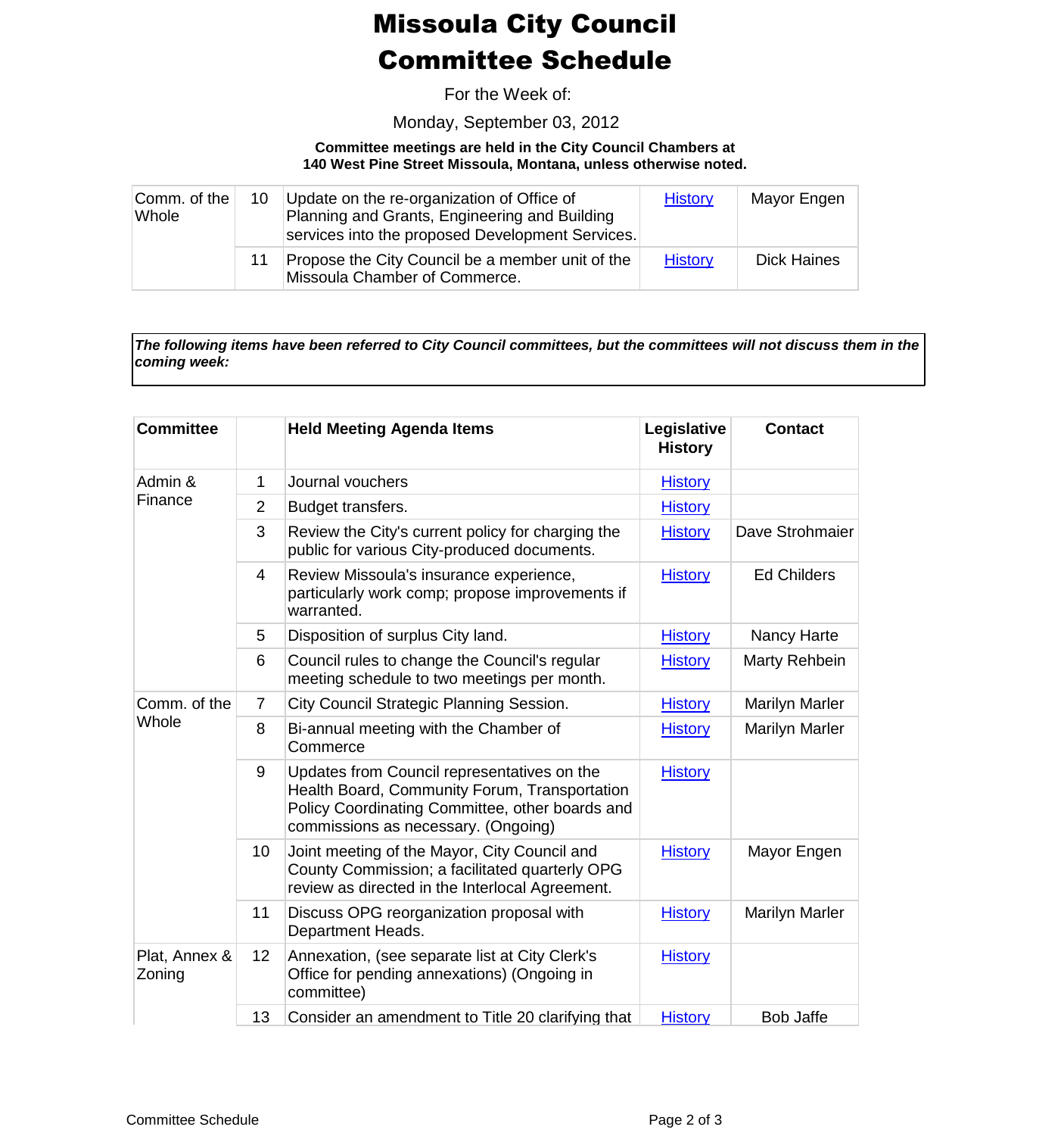# Missoula City Council
# Committee Schedule

For the Week of:

Monday, September 03, 2012

**Committee meetings are held in the City Council Chambers at 140 West Pine Street Missoula, Montana, unless otherwise noted.**

| | | | | |
|---|---|---|---|---|
| Comm. of the Whole | 10 | Update on the re-organization of Office of Planning and Grants, Engineering and Building services into the proposed Development Services. | History | Mayor Engen |
| | 11 | Propose the City Council be a member unit of the Missoula Chamber of Commerce. | History | Dick Haines |

***The following items have been referred to City Council committees, but the committees will not discuss them in the coming week:***

| Committee | | Held Meeting Agenda Items | Legislative History | Contact |
|---|---|---|---|---|
| Admin & Finance | 1 | Journal vouchers | History | |
| | 2 | Budget transfers. | History | |
| | 3 | Review the City's current policy for charging the public for various City-produced documents. | History | Dave Strohmaier |
| | 4 | Review Missoula's insurance experience, particularly work comp; propose improvements if warranted. | History | Ed Childers |
| | 5 | Disposition of surplus City land. | History | Nancy Harte |
| | 6 | Council rules to change the Council's regular meeting schedule to two meetings per month. | History | Marty Rehbein |
| Comm. of the Whole | 7 | City Council Strategic Planning Session. | History | Marilyn Marler |
| | 8 | Bi-annual meeting with the Chamber of Commerce | History | Marilyn Marler |
| | 9 | Updates from Council representatives on the Health Board, Community Forum, Transportation Policy Coordinating Committee, other boards and commissions as necessary. (Ongoing) | History | |
| | 10 | Joint meeting of the Mayor, City Council and County Commission; a facilitated quarterly OPG review as directed in the Interlocal Agreement. | History | Mayor Engen |
| | 11 | Discuss OPG reorganization proposal with Department Heads. | History | Marilyn Marler |
| Plat, Annex & Zoning | 12 | Annexation, (see separate list at City Clerk's Office for pending annexations) (Ongoing in committee) | History | |
| | 13 | Consider an amendment to Title 20 clarifying that | History | Bob Jaffe |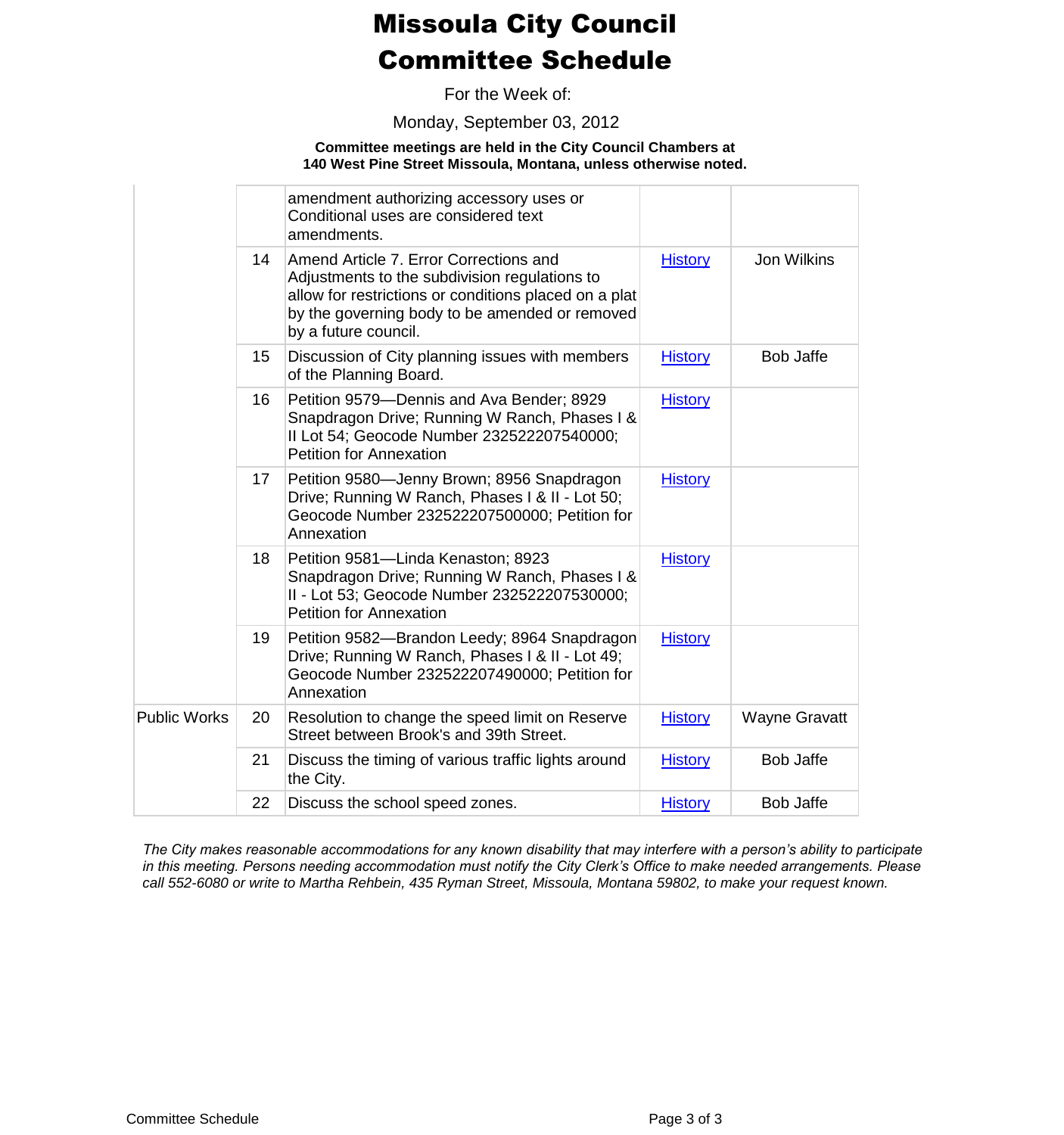# Missoula City Council
# Committee Schedule

For the Week of:

Monday, September 03, 2012

**Committee meetings are held in the City Council Chambers at 140 West Pine Street Missoula, Montana, unless otherwise noted.**

| | | | | |
|---|---|---|---|---|
| | | amendment authorizing accessory uses or Conditional uses are considered text amendments. | | |
| | 14 | Amend Article 7. Error Corrections and Adjustments to the subdivision regulations to allow for restrictions or conditions placed on a plat by the governing body to be amended or removed by a future council. | History | Jon Wilkins |
| | 15 | Discussion of City planning issues with members of the Planning Board. | History | Bob Jaffe |
| | 16 | Petition 9579—Dennis and Ava Bender; 8929 Snapdragon Drive; Running W Ranch, Phases I & II Lot 54; Geocode Number 232522207540000; Petition for Annexation | History | |
| | 17 | Petition 9580—Jenny Brown; 8956 Snapdragon Drive; Running W Ranch, Phases I & II - Lot 50; Geocode Number 232522207500000; Petition for Annexation | History | |
| | 18 | Petition 9581—Linda Kenaston; 8923 Snapdragon Drive; Running W Ranch, Phases I & II - Lot 53; Geocode Number 232522207530000; Petition for Annexation | History | |
| | 19 | Petition 9582—Brandon Leedy; 8964 Snapdragon Drive; Running W Ranch, Phases I & II - Lot 49; Geocode Number 232522207490000; Petition for Annexation | History | |
| Public Works | 20 | Resolution to change the speed limit on Reserve Street between Brook's and 39th Street. | History | Wayne Gravatt |
| | 21 | Discuss the timing of various traffic lights around the City. | History | Bob Jaffe |
| | 22 | Discuss the school speed zones. | History | Bob Jaffe |

*The City makes reasonable accommodations for any known disability that may interfere with a person's ability to participate in this meeting. Persons needing accommodation must notify the City Clerk's Office to make needed arrangements. Please call 552-6080 or write to Martha Rehbein, 435 Ryman Street, Missoula, Montana 59802, to make your request known.*